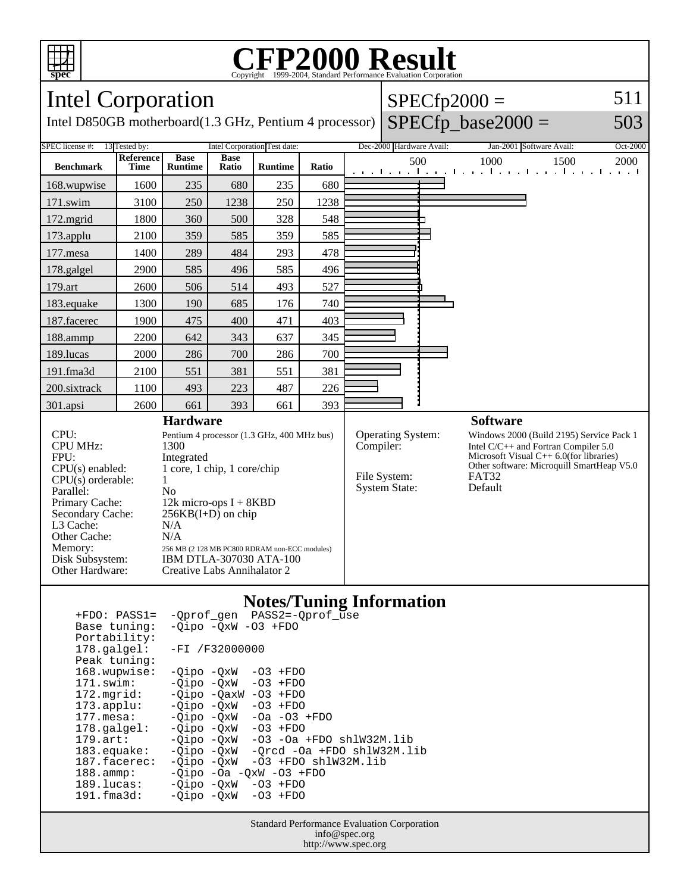# CFP2000 Result

Copyright 1999-2004, Standard Performance Evaluation Corporation

## Intel Corporation

Intel D850GB motherboard(1.3 GHz, Pentium 4 processor)

SPECfp2000 = 511

SPECfp_base2000 = 503

| SPEC license #: | 13 | Tested by: | Intel Corporation | Test date: | Dec-2000 | Hardware Avail: | Jan-2001 | Software Avail: | Oct-2000 |
|---|---|---|---|---|---|---|---|---|---|

| Benchmark | Reference Time | Base Runtime | Base Ratio | Runtime | Ratio |
|---|---|---|---|---|---|
| 168.wupwise | 1600 | 235 | 680 | 235 | 680 |
| 171.swim | 3100 | 250 | 1238 | 250 | 1238 |
| 172.mgrid | 1800 | 360 | 500 | 328 | 548 |
| 173.applu | 2100 | 359 | 585 | 359 | 585 |
| 177.mesa | 1400 | 289 | 484 | 293 | 478 |
| 178.galgel | 2900 | 585 | 496 | 585 | 496 |
| 179.art | 2600 | 506 | 514 | 493 | 527 |
| 183.equake | 1300 | 190 | 685 | 176 | 740 |
| 187.facerec | 1900 | 475 | 400 | 471 | 403 |
| 188.ammp | 2200 | 642 | 343 | 637 | 345 |
| 189.lucas | 2000 | 286 | 700 | 286 | 700 |
| 191.fma3d | 2100 | 551 | 381 | 551 | 381 |
| 200.sixtrack | 1100 | 493 | 223 | 487 | 226 |
| 301.apsi | 2600 | 661 | 393 | 661 | 393 |

### Hardware

| | |
|---|---|
| CPU: | Pentium 4 processor (1.3 GHz, 400 MHz bus) |
| CPU MHz: | 1300 |
| FPU: | Integrated |
| CPU(s) enabled: | 1 core, 1 chip, 1 core/chip |
| CPU(s) orderable: | 1 |
| Parallel: | No |
| Primary Cache: | 12k micro-ops I + 8KBD |
| Secondary Cache: | 256KB(I+D) on chip |
| L3 Cache: | N/A |
| Other Cache: | N/A |
| Memory: | 256 MB (2 128 MB PC800 RDRAM non-ECC modules) |
| Disk Subsystem: | IBM DTLA-307030 ATA-100 |
| Other Hardware: | Creative Labs Annihalator 2 |

### Software

| | |
|---|---|
| Operating System: | Windows 2000 (Build 2195) Service Pack 1 |
| Compiler: | Intel C/C++ and Fortran Compiler 5.0<br>Microsoft Visual C++ 6.0(for libraries)<br>Other software: Microquill SmartHeap V5.0 |
| File System: | FAT32 |
| System State: | Default |

### Notes/Tuning Information

```
+FDO: PASS1=  -Qprof_gen  PASS2=-Qprof_use
Base tuning:  -Qipo -QxW -O3 +FDO
Portability:
178.galgel:   -FI /F32000000
Peak tuning:
168.wupwise:  -Qipo -QxW  -O3 +FDO
171.swim:     -Qipo -QxW  -O3 +FDO
172.mgrid:    -Qipo -QaxW -O3 +FDO
173.applu:    -Qipo -QxW  -O3 +FDO
177.mesa:     -Qipo -QxW  -Oa -O3 +FDO
178.galgel:   -Qipo -QxW  -O3 +FDO
179.art:      -Qipo -QxW  -O3 -Oa +FDO shlW32M.lib
183.equake:   -Qipo -QxW  -Qrcd -Oa +FDO shlW32M.lib
187.facerec:  -Qipo -QxW  -O3 +FDO shlW32M.lib
188.ammp:     -Qipo -Oa -QxW -O3 +FDO
189.lucas:    -Qipo -QxW  -O3 +FDO
191.fma3d:    -Qipo -QxW  -O3 +FDO
```

Standard Performance Evaluation Corporation
info@spec.org
http://www.spec.org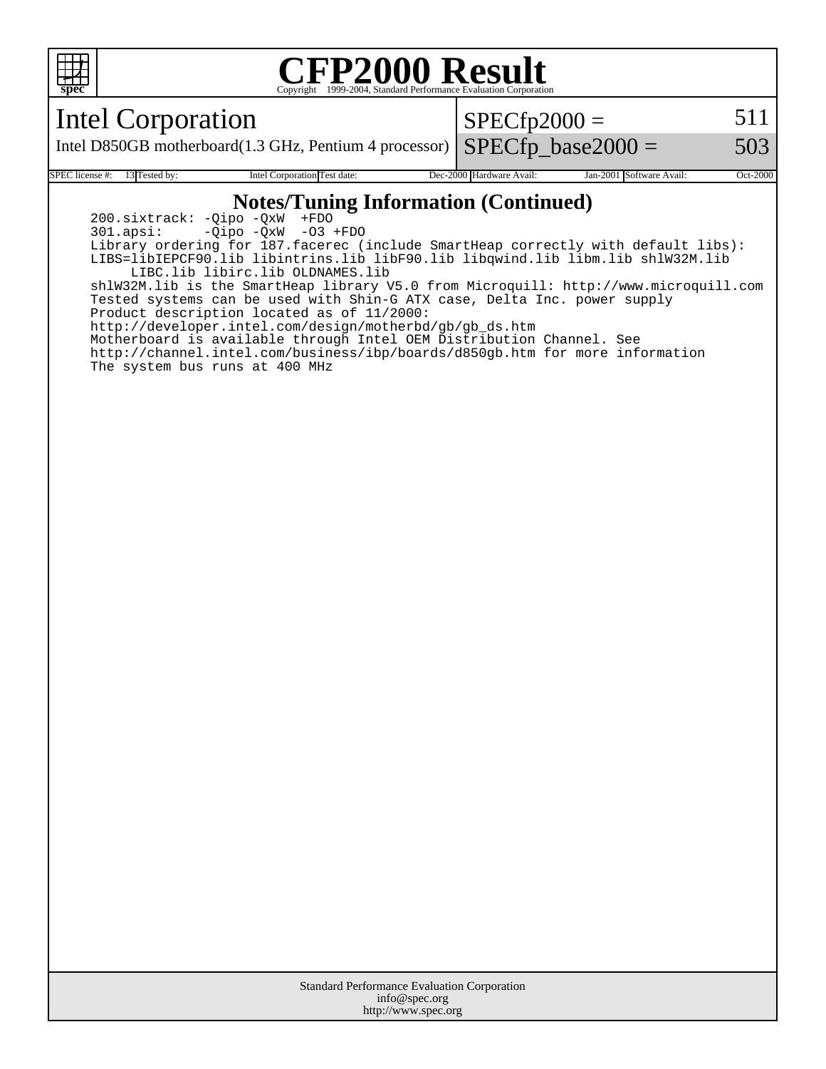# CFP2000 Result

Copyright 1999-2004, Standard Performance Evaluation Corporation

## Intel Corporation

Intel D850GB motherboard(1.3 GHz, Pentium 4 processor)

SPECfp2000 = 511

SPECfp_base2000 = 503

| SPEC license #: | 13 | Tested by: | Intel Corporation | Test date: | Dec-2000 | Hardware Avail: | Jan-2001 | Software Avail: | Oct-2000 |
|---|---|---|---|---|---|---|---|---|---|

### Notes/Tuning Information (Continued)

```
200.sixtrack: -Qipo -QxW  +FDO
301.apsi:     -Qipo -QxW  -O3 +FDO
Library ordering for 187.facerec (include SmartHeap correctly with default libs):
LIBS=libIEPCF90.lib libintrins.lib libF90.lib libqwind.lib libm.lib shlW32M.lib
     LIBC.lib libirc.lib OLDNAMES.lib
shlW32M.lib is the SmartHeap library V5.0 from Microquill: http://www.microquill.com
Tested systems can be used with Shin-G ATX case, Delta Inc. power supply
Product description located as of 11/2000:
http://developer.intel.com/design/motherbd/gb/gb_ds.htm
Motherboard is available through Intel OEM Distribution Channel. See
http://channel.intel.com/business/ibp/boards/d850gb.htm for more information
The system bus runs at 400 MHz
```

Standard Performance Evaluation Corporation
info@spec.org
http://www.spec.org